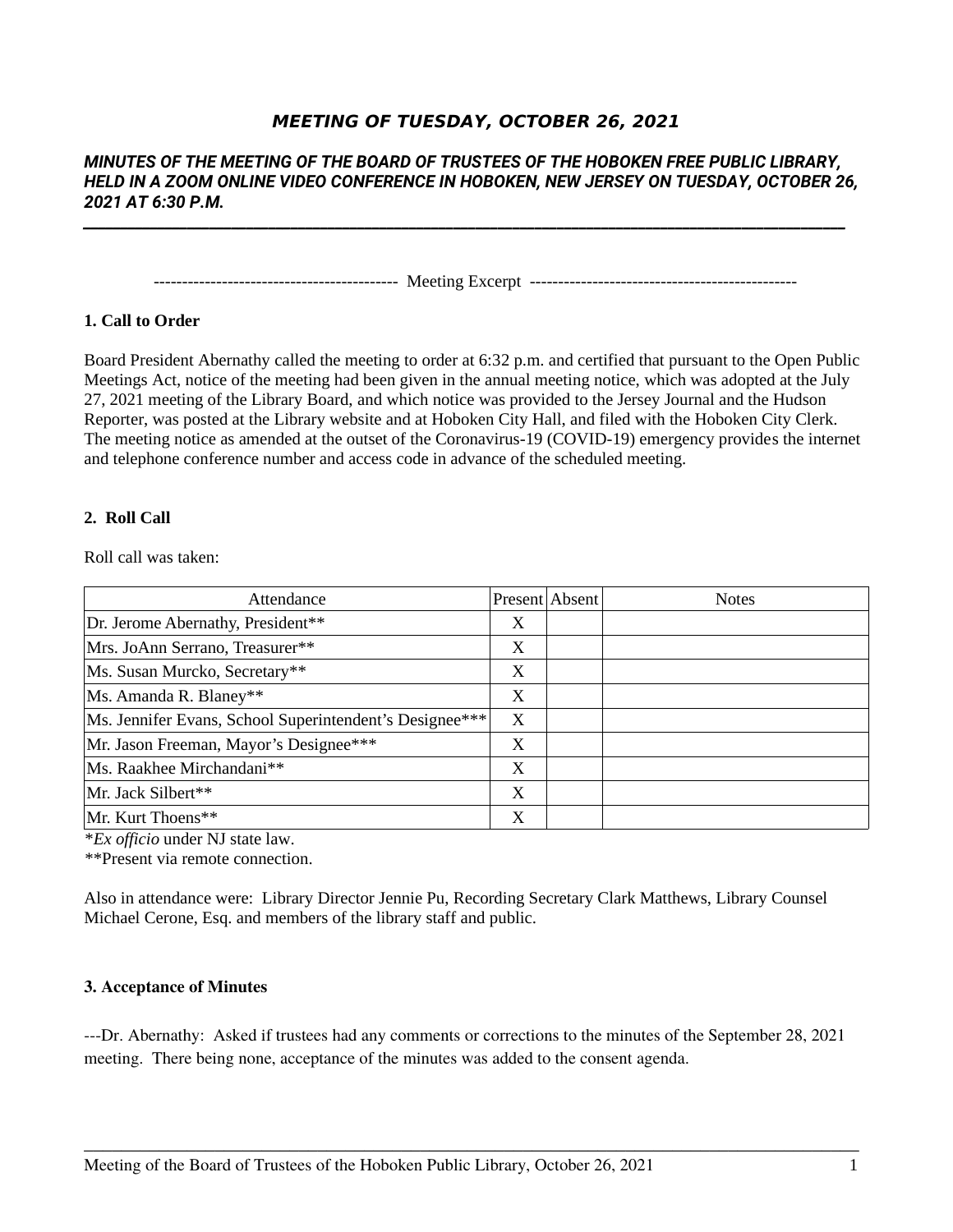# MEETING OF TUESDAY, OCTOBER 26, 2021

***MINUTES OF THE MEETING OF THE BOARD OF TRUSTEES OF THE HOBOKEN FREE PUBLIC LIBRARY, HELD IN A ZOOM ONLINE VIDEO CONFERENCE IN HOBOKEN, NEW JERSEY ON TUESDAY, OCTOBER 26, 2021 AT 6:30 P.M.***

------------------------------------------ Meeting Excerpt ----------------------------------------------

**1. Call to Order**

Board President Abernathy called the meeting to order at 6:32 p.m. and certified that pursuant to the Open Public Meetings Act, notice of the meeting had been given in the annual meeting notice, which was adopted at the July 27, 2021 meeting of the Library Board, and which notice was provided to the Jersey Journal and the Hudson Reporter, was posted at the Library website and at Hoboken City Hall, and filed with the Hoboken City Clerk. The meeting notice as amended at the outset of the Coronavirus-19 (COVID-19) emergency provides the internet and telephone conference number and access code in advance of the scheduled meeting.

**2. Roll Call**

Roll call was taken:

| Attendance | Present | Absent | Notes |
|---|---|---|---|
| Dr. Jerome Abernathy, President** | X | | |
| Mrs. JoAnn Serrano, Treasurer** | X | | |
| Ms. Susan Murcko, Secretary** | X | | |
| Ms. Amanda R. Blaney** | X | | |
| Ms. Jennifer Evans, School Superintendent's Designee*** | X | | |
| Mr. Jason Freeman, Mayor's Designee*** | X | | |
| Ms. Raakhee Mirchandani** | X | | |
| Mr. Jack Silbert** | X | | |
| Mr. Kurt Thoens** | X | | |

**Ex officio* under NJ state law.
**Present via remote connection.

Also in attendance were: Library Director Jennie Pu, Recording Secretary Clark Matthews, Library Counsel Michael Cerone, Esq. and members of the library staff and public.

**3. Acceptance of Minutes**

---Dr. Abernathy: Asked if trustees had any comments or corrections to the minutes of the September 28, 2021 meeting. There being none, acceptance of the minutes was added to the consent agenda.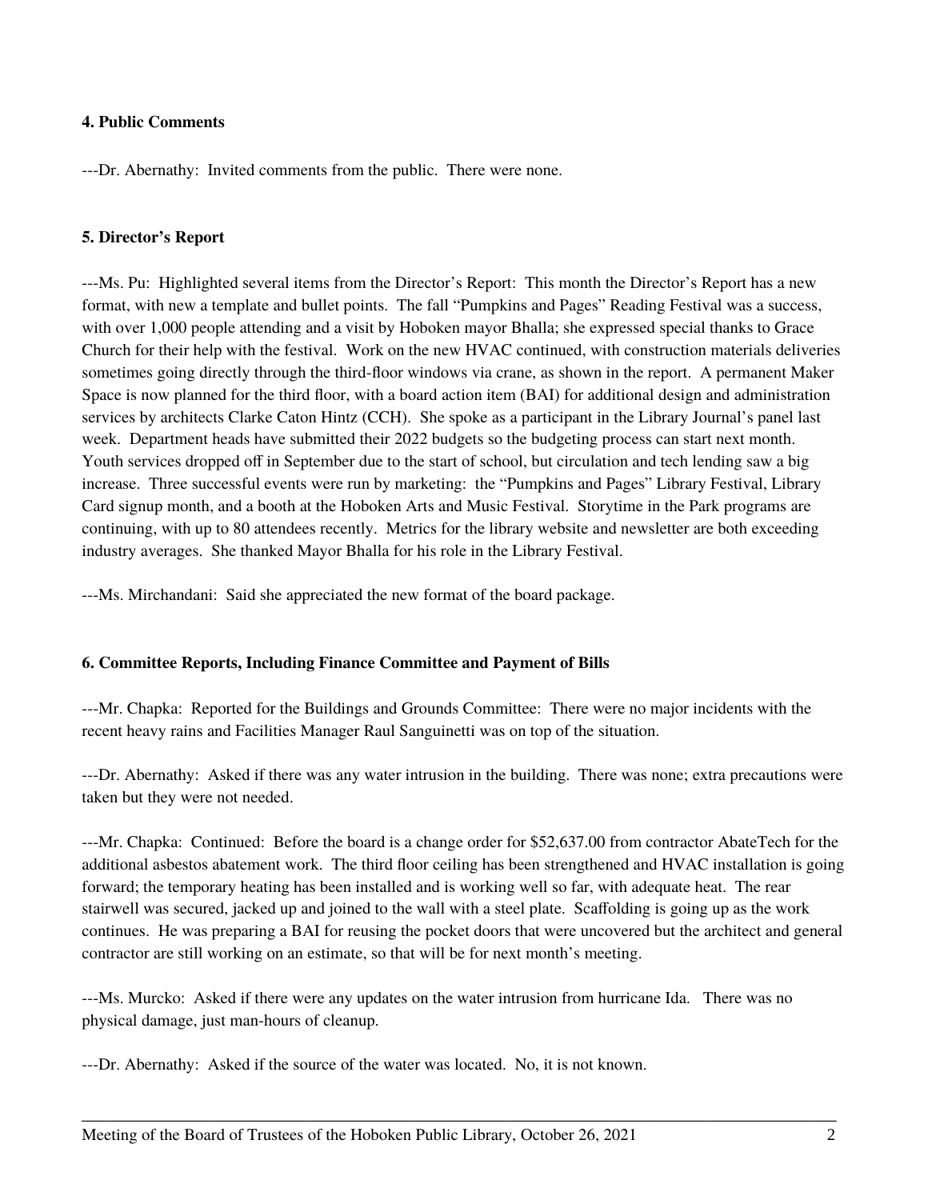**4. Public Comments**

---Dr. Abernathy: Invited comments from the public. There were none.

**5. Director's Report**

---Ms. Pu: Highlighted several items from the Director's Report: This month the Director's Report has a new format, with new a template and bullet points. The fall "Pumpkins and Pages" Reading Festival was a success, with over 1,000 people attending and a visit by Hoboken mayor Bhalla; she expressed special thanks to Grace Church for their help with the festival. Work on the new HVAC continued, with construction materials deliveries sometimes going directly through the third-floor windows via crane, as shown in the report. A permanent Maker Space is now planned for the third floor, with a board action item (BAI) for additional design and administration services by architects Clarke Caton Hintz (CCH). She spoke as a participant in the Library Journal's panel last week. Department heads have submitted their 2022 budgets so the budgeting process can start next month. Youth services dropped off in September due to the start of school, but circulation and tech lending saw a big increase. Three successful events were run by marketing: the "Pumpkins and Pages" Library Festival, Library Card signup month, and a booth at the Hoboken Arts and Music Festival. Storytime in the Park programs are continuing, with up to 80 attendees recently. Metrics for the library website and newsletter are both exceeding industry averages. She thanked Mayor Bhalla for his role in the Library Festival.

---Ms. Mirchandani: Said she appreciated the new format of the board package.

**6. Committee Reports, Including Finance Committee and Payment of Bills**

---Mr. Chapka: Reported for the Buildings and Grounds Committee: There were no major incidents with the recent heavy rains and Facilities Manager Raul Sanguinetti was on top of the situation.

---Dr. Abernathy: Asked if there was any water intrusion in the building. There was none; extra precautions were taken but they were not needed.

---Mr. Chapka: Continued: Before the board is a change order for $52,637.00 from contractor AbateTech for the additional asbestos abatement work. The third floor ceiling has been strengthened and HVAC installation is going forward; the temporary heating has been installed and is working well so far, with adequate heat. The rear stairwell was secured, jacked up and joined to the wall with a steel plate. Scaffolding is going up as the work continues. He was preparing a BAI for reusing the pocket doors that were uncovered but the architect and general contractor are still working on an estimate, so that will be for next month's meeting.

---Ms. Murcko: Asked if there were any updates on the water intrusion from hurricane Ida. There was no physical damage, just man-hours of cleanup.

---Dr. Abernathy: Asked if the source of the water was located. No, it is not known.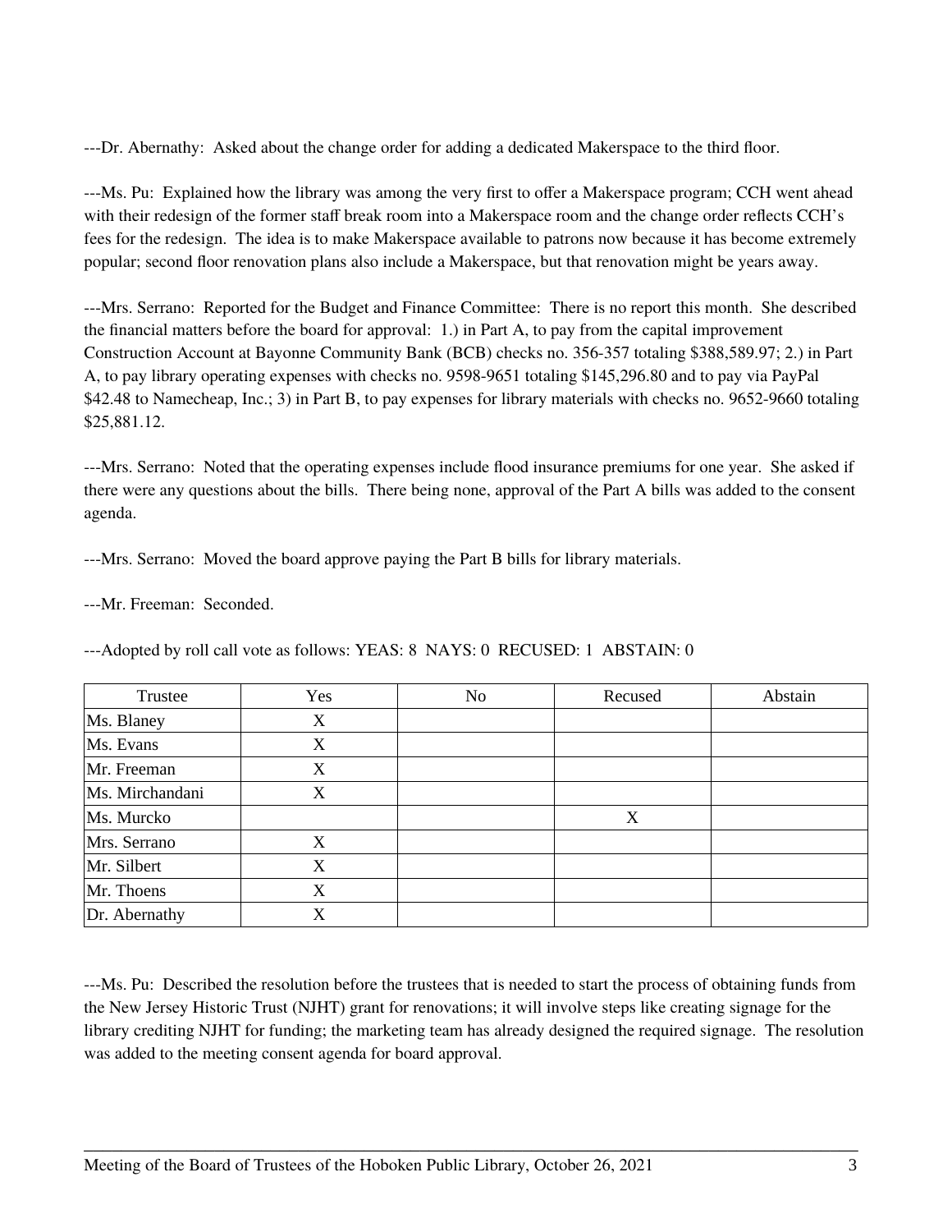---Dr. Abernathy: Asked about the change order for adding a dedicated Makerspace to the third floor.

---Ms. Pu: Explained how the library was among the very first to offer a Makerspace program; CCH went ahead with their redesign of the former staff break room into a Makerspace room and the change order reflects CCH's fees for the redesign. The idea is to make Makerspace available to patrons now because it has become extremely popular; second floor renovation plans also include a Makerspace, but that renovation might be years away.

---Mrs. Serrano: Reported for the Budget and Finance Committee: There is no report this month. She described the financial matters before the board for approval: 1.) in Part A, to pay from the capital improvement Construction Account at Bayonne Community Bank (BCB) checks no. 356-357 totaling $388,589.97; 2.) in Part A, to pay library operating expenses with checks no. 9598-9651 totaling $145,296.80 and to pay via PayPal $42.48 to Namecheap, Inc.; 3) in Part B, to pay expenses for library materials with checks no. 9652-9660 totaling $25,881.12.

---Mrs. Serrano: Noted that the operating expenses include flood insurance premiums for one year. She asked if there were any questions about the bills. There being none, approval of the Part A bills was added to the consent agenda.

---Mrs. Serrano: Moved the board approve paying the Part B bills for library materials.

---Mr. Freeman: Seconded.

---Adopted by roll call vote as follows: YEAS: 8 NAYS: 0 RECUSED: 1 ABSTAIN: 0

| Trustee | Yes | No | Recused | Abstain |
|---|---|---|---|---|
| Ms. Blaney | X | | | |
| Ms. Evans | X | | | |
| Mr. Freeman | X | | | |
| Ms. Mirchandani | X | | | |
| Ms. Murcko | | | X | |
| Mrs. Serrano | X | | | |
| Mr. Silbert | X | | | |
| Mr. Thoens | X | | | |
| Dr. Abernathy | X | | | |

---Ms. Pu: Described the resolution before the trustees that is needed to start the process of obtaining funds from the New Jersey Historic Trust (NJHT) grant for renovations; it will involve steps like creating signage for the library crediting NJHT for funding; the marketing team has already designed the required signage. The resolution was added to the meeting consent agenda for board approval.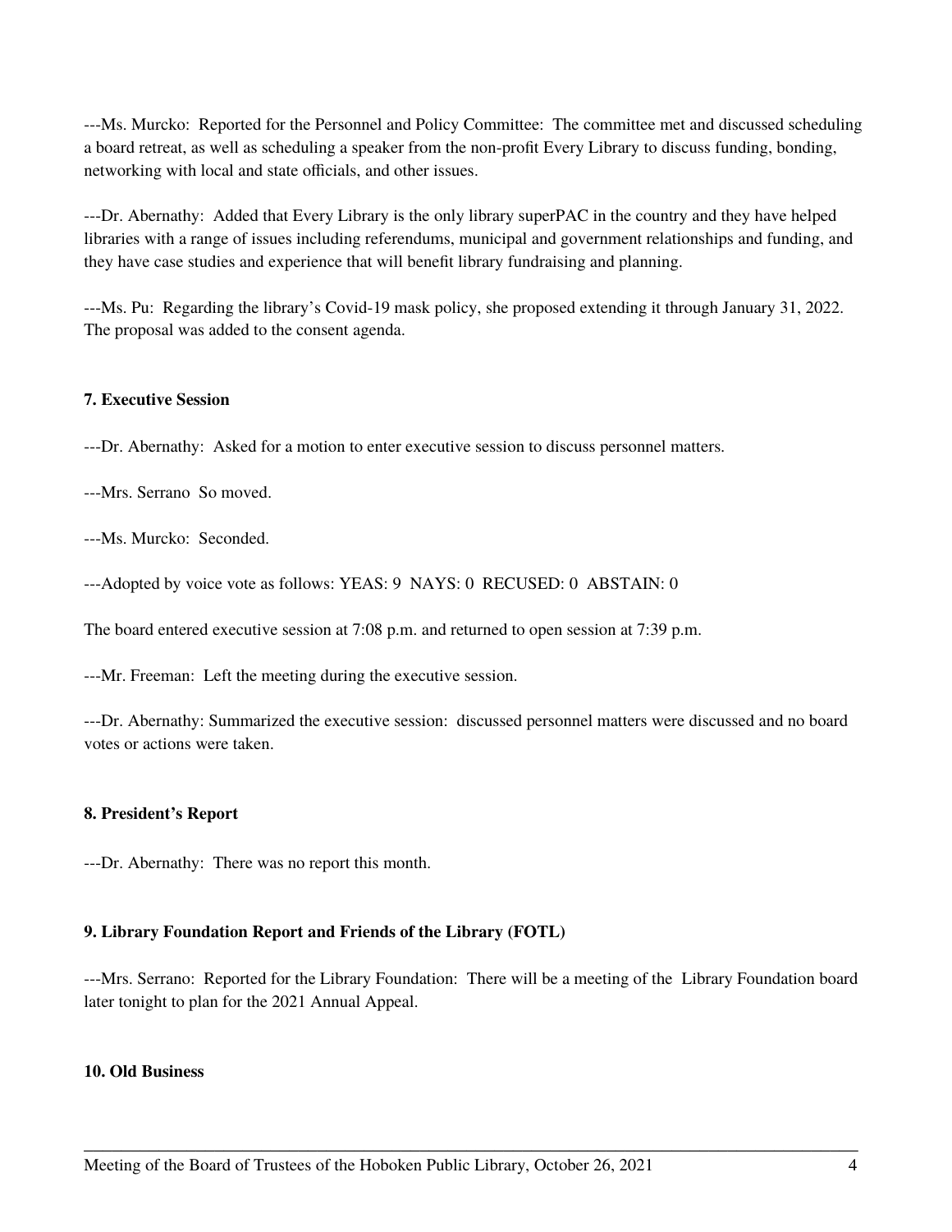---Ms. Murcko: Reported for the Personnel and Policy Committee: The committee met and discussed scheduling a board retreat, as well as scheduling a speaker from the non-profit Every Library to discuss funding, bonding, networking with local and state officials, and other issues.

---Dr. Abernathy: Added that Every Library is the only library superPAC in the country and they have helped libraries with a range of issues including referendums, municipal and government relationships and funding, and they have case studies and experience that will benefit library fundraising and planning.

---Ms. Pu: Regarding the library's Covid-19 mask policy, she proposed extending it through January 31, 2022. The proposal was added to the consent agenda.

**7. Executive Session**

---Dr. Abernathy: Asked for a motion to enter executive session to discuss personnel matters.

---Mrs. Serrano So moved.

---Ms. Murcko: Seconded.

---Adopted by voice vote as follows: YEAS: 9 NAYS: 0 RECUSED: 0 ABSTAIN: 0

The board entered executive session at 7:08 p.m. and returned to open session at 7:39 p.m.

---Mr. Freeman: Left the meeting during the executive session.

---Dr. Abernathy: Summarized the executive session: discussed personnel matters were discussed and no board votes or actions were taken.

**8. President's Report**

---Dr. Abernathy: There was no report this month.

**9. Library Foundation Report and Friends of the Library (FOTL)**

---Mrs. Serrano: Reported for the Library Foundation: There will be a meeting of the Library Foundation board later tonight to plan for the 2021 Annual Appeal.

**10. Old Business**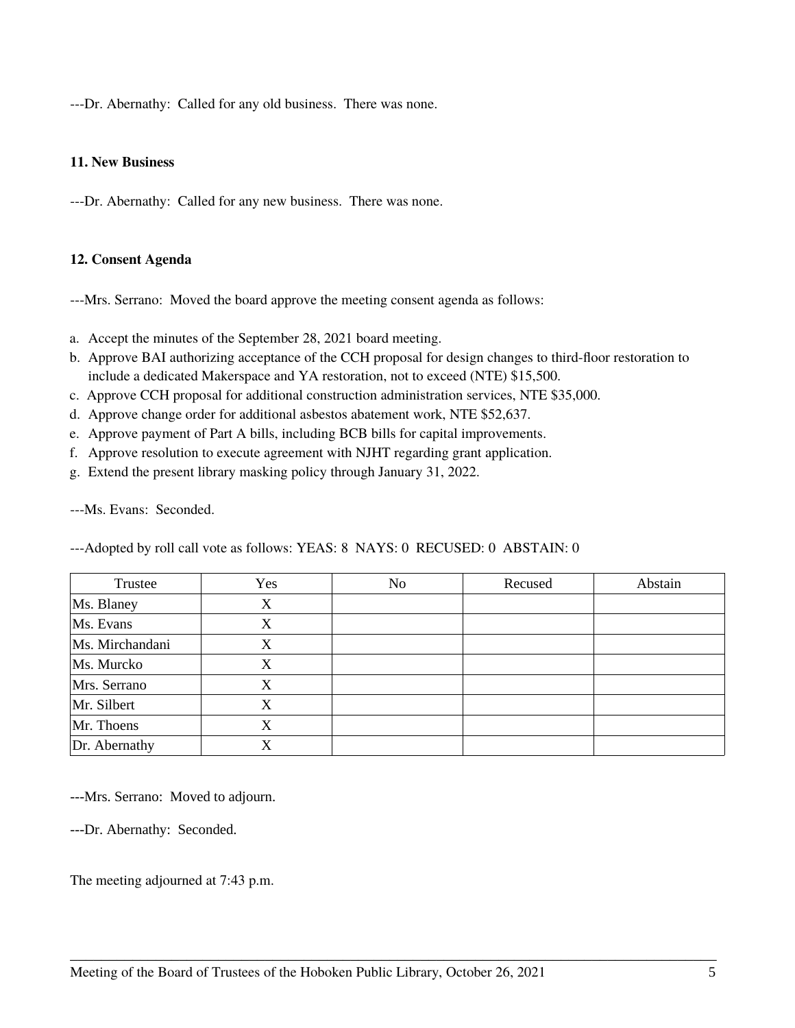---Dr. Abernathy: Called for any old business. There was none.

**11. New Business**

---Dr. Abernathy: Called for any new business. There was none.

**12. Consent Agenda**

---Mrs. Serrano: Moved the board approve the meeting consent agenda as follows:

a. Accept the minutes of the September 28, 2021 board meeting.
b. Approve BAI authorizing acceptance of the CCH proposal for design changes to third-floor restoration to include a dedicated Makerspace and YA restoration, not to exceed (NTE) $15,500.
c. Approve CCH proposal for additional construction administration services, NTE $35,000.
d. Approve change order for additional asbestos abatement work, NTE $52,637.
e. Approve payment of Part A bills, including BCB bills for capital improvements.
f. Approve resolution to execute agreement with NJHT regarding grant application.
g. Extend the present library masking policy through January 31, 2022.

---Ms. Evans: Seconded.

---Adopted by roll call vote as follows: YEAS: 8 NAYS: 0 RECUSED: 0 ABSTAIN: 0

| Trustee | Yes | No | Recused | Abstain |
|---|---|---|---|---|
| Ms. Blaney | X | | | |
| Ms. Evans | X | | | |
| Ms. Mirchandani | X | | | |
| Ms. Murcko | X | | | |
| Mrs. Serrano | X | | | |
| Mr. Silbert | X | | | |
| Mr. Thoens | X | | | |
| Dr. Abernathy | X | | | |

---Mrs. Serrano: Moved to adjourn.

---Dr. Abernathy: Seconded.

The meeting adjourned at 7:43 p.m.